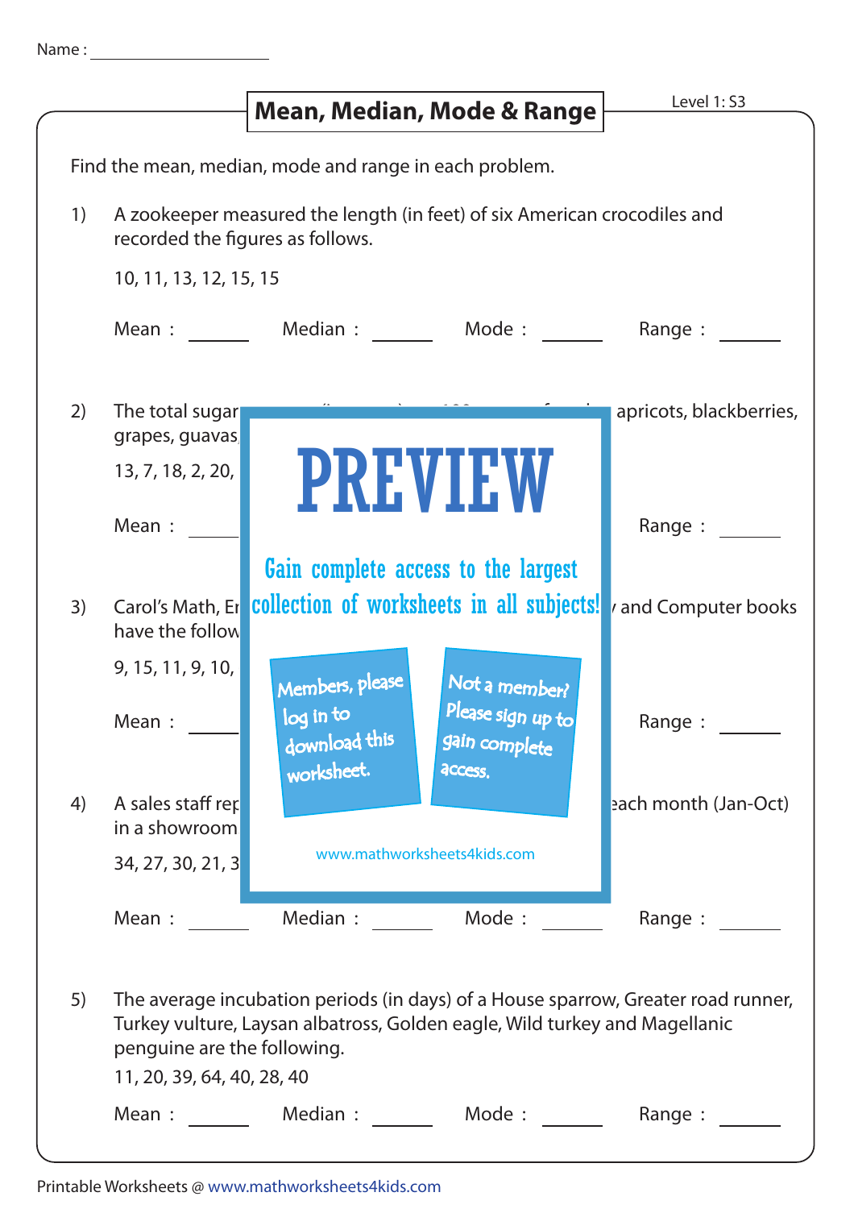Name :

# Mean, Median, Mode & Range

Level 1: S3

Find the mean, median, mode and range in each problem.

1) A zookeeper measured the length (in feet) of six American crocodiles and recorded the figures as follows.

   10, 11, 13, 12, 15, 15

   Mean : ______ Median : ______ Mode : ______ Range : ______

2) The total sugar apricots, blackberries, grapes, guavas,

   13, 7, 18, 2, 20,

   Mean : ______ Range : ______

**PREVIEW**

Gain complete access to the largest collection of worksheets in all subjects!

Members, please log in to download this worksheet.

Not a member? Please sign up to gain complete access.

www.mathworksheets4kids.com

3) Carol's Math, En and Computer books have the follow

   9, 15, 11, 9, 10,

   Mean : ______ Range : ______

4) A sales staff rep each month (Jan-Oct) in a showroom

   34, 27, 30, 21, 3

   Mean : ______ Median : ______ Mode : ______ Range : ______

5) The average incubation periods (in days) of a House sparrow, Greater road runner, Turkey vulture, Laysan albatross, Golden eagle, Wild turkey and Magellanic penguine are the following.

   11, 20, 39, 64, 40, 28, 40

   Mean : ______ Median : ______ Mode : ______ Range : ______

Printable Worksheets @ www.mathworksheets4kids.com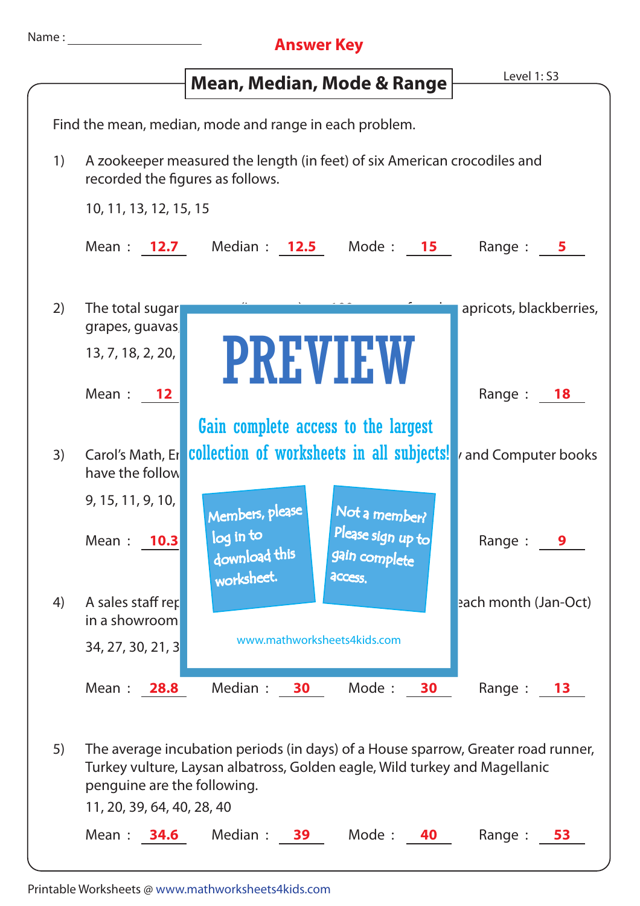Name : ____________________

**Answer Key**

# Mean, Median, Mode & Range

Level 1: S3

Find the mean, median, mode and range in each problem.

1) A zookeeper measured the length (in feet) of six American crocodiles and recorded the figures as follows.

   10, 11, 13, 12, 15, 15

   Mean : **12.7** Median : **12.5** Mode : **15** Range : **5**

2) The total sugar ... apricots, blackberries, grapes, guavas ...

   13, 7, 18, 2, 20, ...

   Mean : **12** ... Range : **18**

PREVIEW

Gain complete access to the largest collection of worksheets in all subjects!

Members, please log in to download this worksheet.

Not a member? Please sign up to gain complete access.

www.mathworksheets4kids.com

3) Carol's Math, E... and Computer books have the follow...

   9, 15, 11, 9, 10, ...

   Mean : **10.3** ... Range : **9**

4) A sales staff rep... each month (Jan-Oct) in a showroom ...

   34, 27, 30, 21, 3...

   Mean : **28.8** Median : **30** Mode : **30** Range : **13**

5) The average incubation periods (in days) of a House sparrow, Greater road runner, Turkey vulture, Laysan albatross, Golden eagle, Wild turkey and Magellanic penguine are the following.

   11, 20, 39, 64, 40, 28, 40

   Mean : **34.6** Median : **39** Mode : **40** Range : **53**